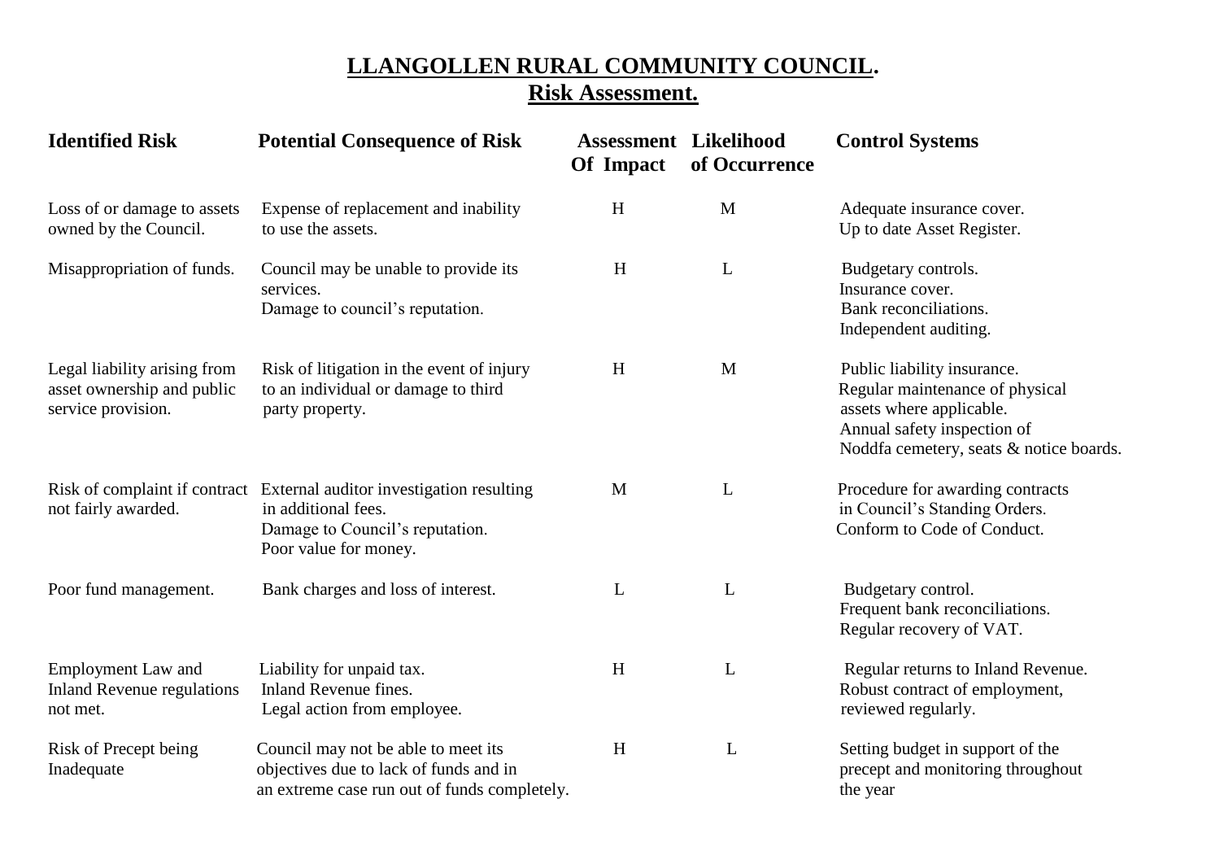# LLANGOLLEN RURAL COMMUNITY COUNCIL.

## Risk Assessment.

| Identified Risk | Potential Consequence of Risk | Assessment Of Impact | Likelihood of Occurrence | Control Systems |
|---|---|---|---|---|
| Loss of or damage to assets owned by the Council. | Expense of replacement and inability to use the assets. | H | M | Adequate insurance cover.<br>Up to date Asset Register. |
| Misappropriation of funds. | Council may be unable to provide its services.<br>Damage to council's reputation. | H | L | Budgetary controls.<br>Insurance cover.<br>Bank reconciliations.<br>Independent auditing. |
| Legal liability arising from asset ownership and public service provision. | Risk of litigation in the event of injury to an individual or damage to third party property. | H | M | Public liability insurance.<br>Regular maintenance of physical assets where applicable.<br>Annual safety inspection of Noddfa cemetery, seats & notice boards. |
| Risk of complaint if contract not fairly awarded. | External auditor investigation resulting in additional fees.<br>Damage to Council's reputation.<br>Poor value for money. | M | L | Procedure for awarding contracts in Council's Standing Orders.<br>Conform to Code of Conduct. |
| Poor fund management. | Bank charges and loss of interest. | L | L | Budgetary control.<br>Frequent bank reconciliations.<br>Regular recovery of VAT. |
| Employment Law and Inland Revenue regulations not met. | Liability for unpaid tax.<br>Inland Revenue fines.<br>Legal action from employee. | H | L | Regular returns to Inland Revenue.<br>Robust contract of employment, reviewed regularly. |
| Risk of Precept being Inadequate | Council may not be able to meet its objectives due to lack of funds and in an extreme case run out of funds completely. | H | L | Setting budget in support of the precept and monitoring throughout the year |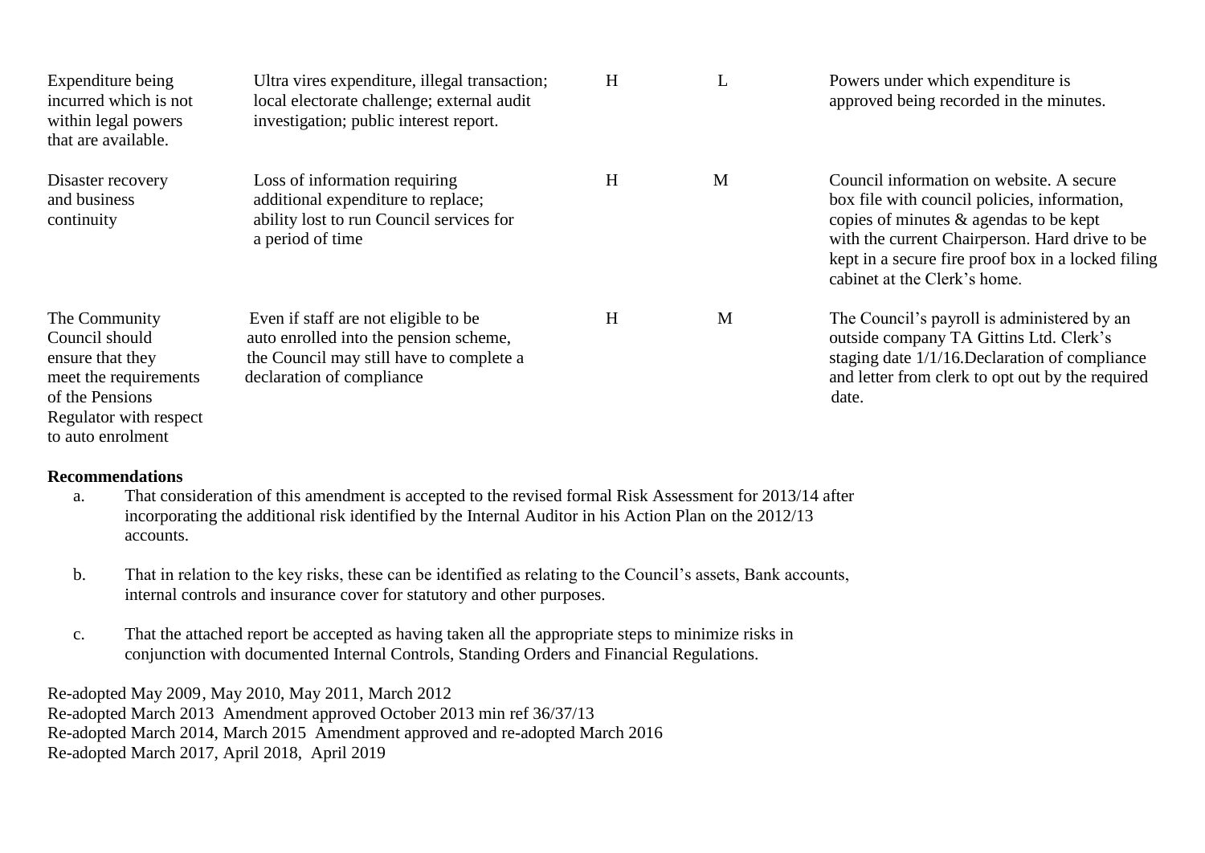| | | | | |
|---|---|---|---|---|
| Expenditure being incurred which is not within legal powers that are available. | Ultra vires expenditure, illegal transaction; local electorate challenge; external audit investigation; public interest report. | H | L | Powers under which expenditure is approved being recorded in the minutes. |
| Disaster recovery and business continuity | Loss of information requiring additional expenditure to replace; ability lost to run Council services for a period of time | H | M | Council information on website. A secure box file with council policies, information, copies of minutes & agendas to be kept with the current Chairperson. Hard drive to be kept in a secure fire proof box in a locked filing cabinet at the Clerk's home. |
| The Community Council should ensure that they meet the requirements of the Pensions Regulator with respect to auto enrolment | Even if staff are not eligible to be auto enrolled into the pension scheme, the Council may still have to complete a declaration of compliance | H | M | The Council's payroll is administered by an outside company TA Gittins Ltd. Clerk's staging date 1/1/16.Declaration of compliance and letter from clerk to opt out by the required date. |

**Recommendations**

a. That consideration of this amendment is accepted to the revised formal Risk Assessment for 2013/14 after incorporating the additional risk identified by the Internal Auditor in his Action Plan on the 2012/13 accounts.

b. That in relation to the key risks, these can be identified as relating to the Council's assets, Bank accounts, internal controls and insurance cover for statutory and other purposes.

c. That the attached report be accepted as having taken all the appropriate steps to minimize risks in conjunction with documented Internal Controls, Standing Orders and Financial Regulations.

Re-adopted May 2009, May 2010, May 2011, March 2012
Re-adopted March 2013 Amendment approved October 2013 min ref 36/37/13
Re-adopted March 2014, March 2015 Amendment approved and re-adopted March 2016
Re-adopted March 2017, April 2018, April 2019